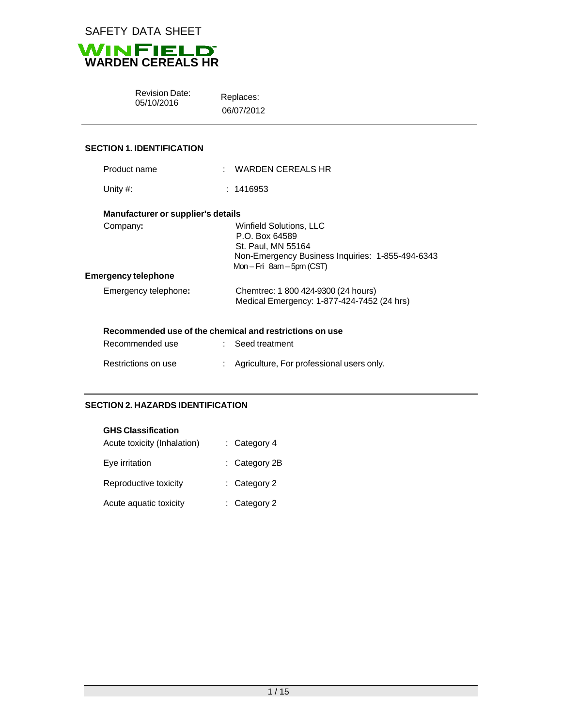SAFETY DATA SHEET

WINFIELD

# WARDEN CEREALS HR

Revision Date: 05/10/2016

Replaces: 06/07/2012

## SECTION 1. IDENTIFICATION

Product name : WARDEN CEREALS HR

Unity #: : 1416953

**Manufacturer or supplier's details**

Company**:** Winfield Solutions, LLC
P.O. Box 64589
St. Paul, MN 55164
Non-Emergency Business Inquiries: 1-855-494-6343
Mon – Fri 8am – 5pm (CST)

**Emergency telephone**

Emergency telephone**:** Chemtrec: 1 800 424-9300 (24 hours)
Medical Emergency: 1-877-424-7452 (24 hrs)

**Recommended use of the chemical and restrictions on use**

Recommended use : Seed treatment

Restrictions on use : Agriculture, For professional users only.

## SECTION 2. HAZARDS IDENTIFICATION

**GHS Classification**

Acute toxicity (Inhalation) : Category 4

Eye irritation : Category 2B

Reproductive toxicity : Category 2

Acute aquatic toxicity : Category 2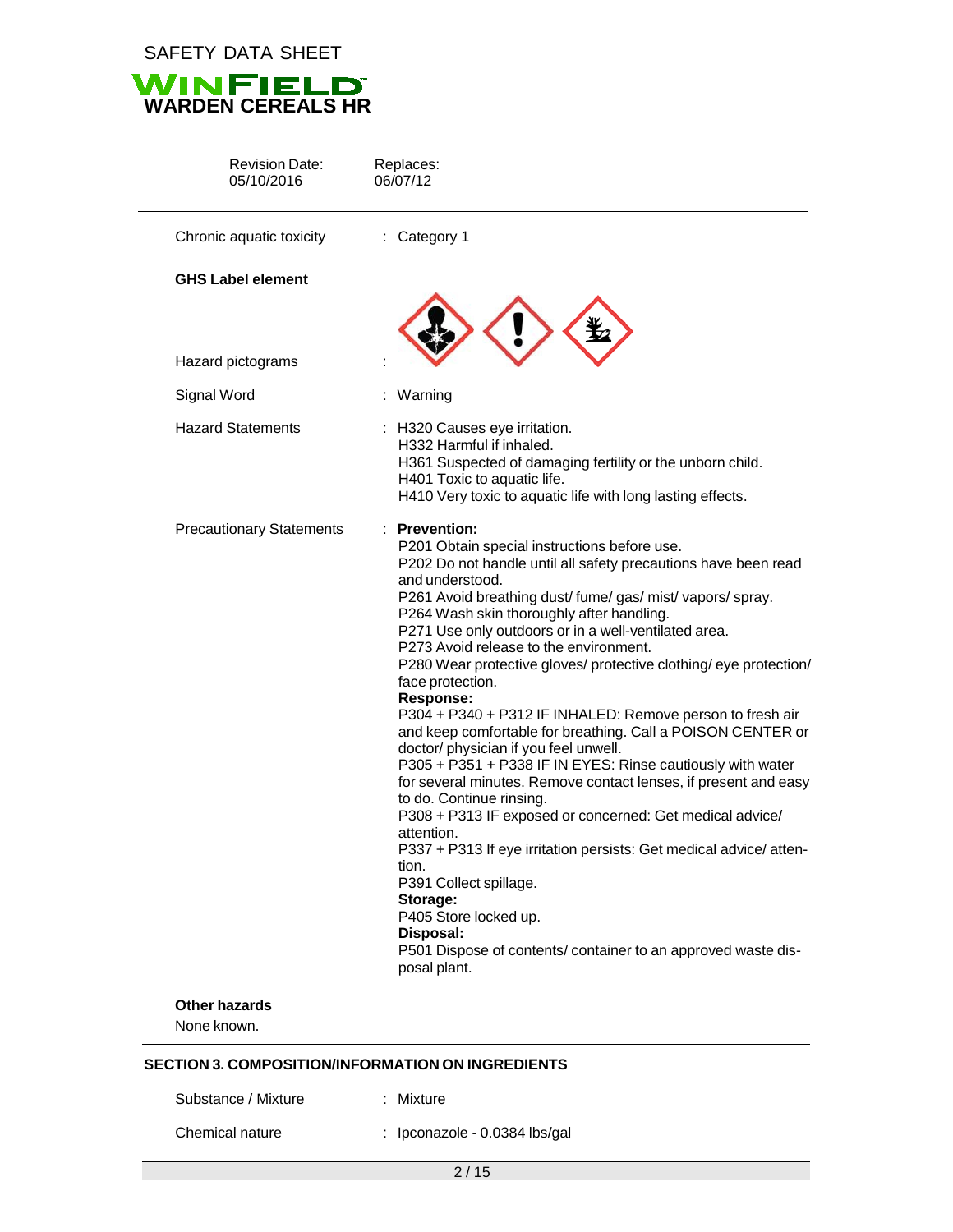| | |
|---|---|
| Chronic aquatic toxicity | : Category 1 |

**GHS Label element**

| | |
|---|---|
| Hazard pictograms | : |
| Signal Word | : Warning |
| Hazard Statements | : H320 Causes eye irritation.<br>H332 Harmful if inhaled.<br>H361 Suspected of damaging fertility or the unborn child.<br>H401 Toxic to aquatic life.<br>H410 Very toxic to aquatic life with long lasting effects. |
| Precautionary Statements | : **Prevention:**<br>P201 Obtain special instructions before use.<br>P202 Do not handle until all safety precautions have been read and understood.<br>P261 Avoid breathing dust/ fume/ gas/ mist/ vapors/ spray.<br>P264 Wash skin thoroughly after handling.<br>P271 Use only outdoors or in a well-ventilated area.<br>P273 Avoid release to the environment.<br>P280 Wear protective gloves/ protective clothing/ eye protection/ face protection.<br>**Response:**<br>P304 + P340 + P312 IF INHALED: Remove person to fresh air and keep comfortable for breathing. Call a POISON CENTER or doctor/ physician if you feel unwell.<br>P305 + P351 + P338 IF IN EYES: Rinse cautiously with water for several minutes. Remove contact lenses, if present and easy to do. Continue rinsing.<br>P308 + P313 IF exposed or concerned: Get medical advice/ attention.<br>P337 + P313 If eye irritation persists: Get medical advice/ attention.<br>P391 Collect spillage.<br>**Storage:**<br>P405 Store locked up.<br>**Disposal:**<br>P501 Dispose of contents/ container to an approved waste disposal plant. |

**Other hazards**

None known.

## SECTION 3. COMPOSITION/INFORMATION ON INGREDIENTS

| | |
|---|---|
| Substance / Mixture | : Mixture |
| Chemical nature | : Ipconazole - 0.0384 lbs/gal |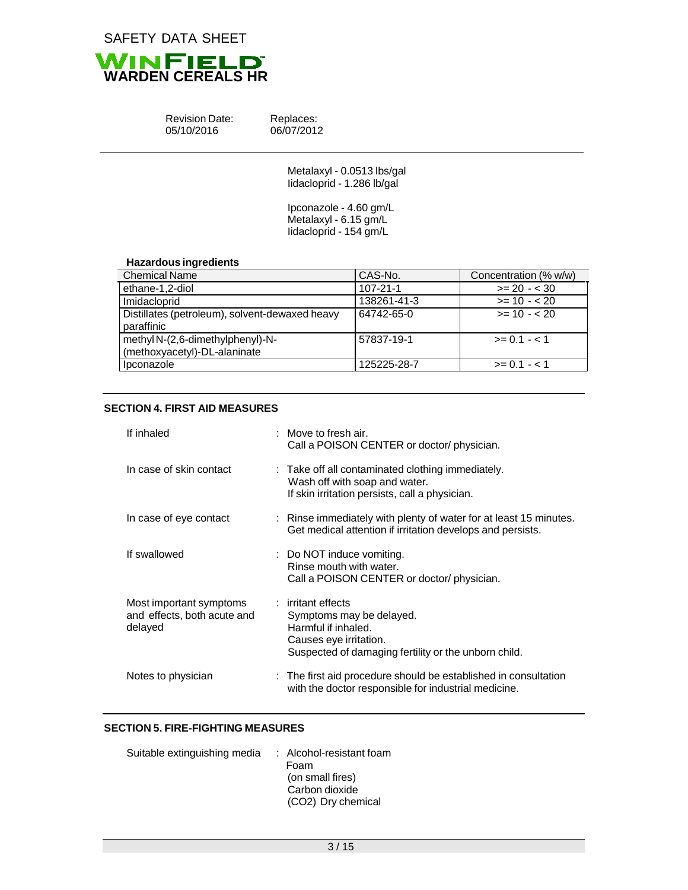Metalaxyl - 0.0513 lbs/gal
Iidacloprid - 1.286 lb/gal

Ipconazole - 4.60 gm/L
Metalaxyl - 6.15 gm/L
Iidacloprid - 154 gm/L

**Hazardous ingredients**

| Chemical Name | CAS-No. | Concentration (% w/w) |
| --- | --- | --- |
| ethane-1,2-diol | 107-21-1 | >= 20 - < 30 |
| Imidacloprid | 138261-41-3 | >= 10 - < 20 |
| Distillates (petroleum), solvent-dewaxed heavy paraffinic | 64742-65-0 | >= 10 - < 20 |
| methyl N-(2,6-dimethylphenyl)-N-(methoxyacetyl)-DL-alaninate | 57837-19-1 | >= 0.1 - < 1 |
| Ipconazole | 125225-28-7 | >= 0.1 - < 1 |

## SECTION 4. FIRST AID MEASURES

| | |
| --- | --- |
| If inhaled | : Move to fresh air.<br>Call a POISON CENTER or doctor/ physician. |
| In case of skin contact | : Take off all contaminated clothing immediately.<br>Wash off with soap and water.<br>If skin irritation persists, call a physician. |
| In case of eye contact | : Rinse immediately with plenty of water for at least 15 minutes.<br>Get medical attention if irritation develops and persists. |
| If swallowed | : Do NOT induce vomiting.<br>Rinse mouth with water.<br>Call a POISON CENTER or doctor/ physician. |
| Most important symptoms and effects, both acute and delayed | : irritant effects<br>Symptoms may be delayed.<br>Harmful if inhaled.<br>Causes eye irritation.<br>Suspected of damaging fertility or the unborn child. |
| Notes to physician | : The first aid procedure should be established in consultation with the doctor responsible for industrial medicine. |

## SECTION 5. FIRE-FIGHTING MEASURES

| | |
| --- | --- |
| Suitable extinguishing media | : Alcohol-resistant foam<br>Foam<br>(on small fires)<br>Carbon dioxide<br>(CO2) Dry chemical |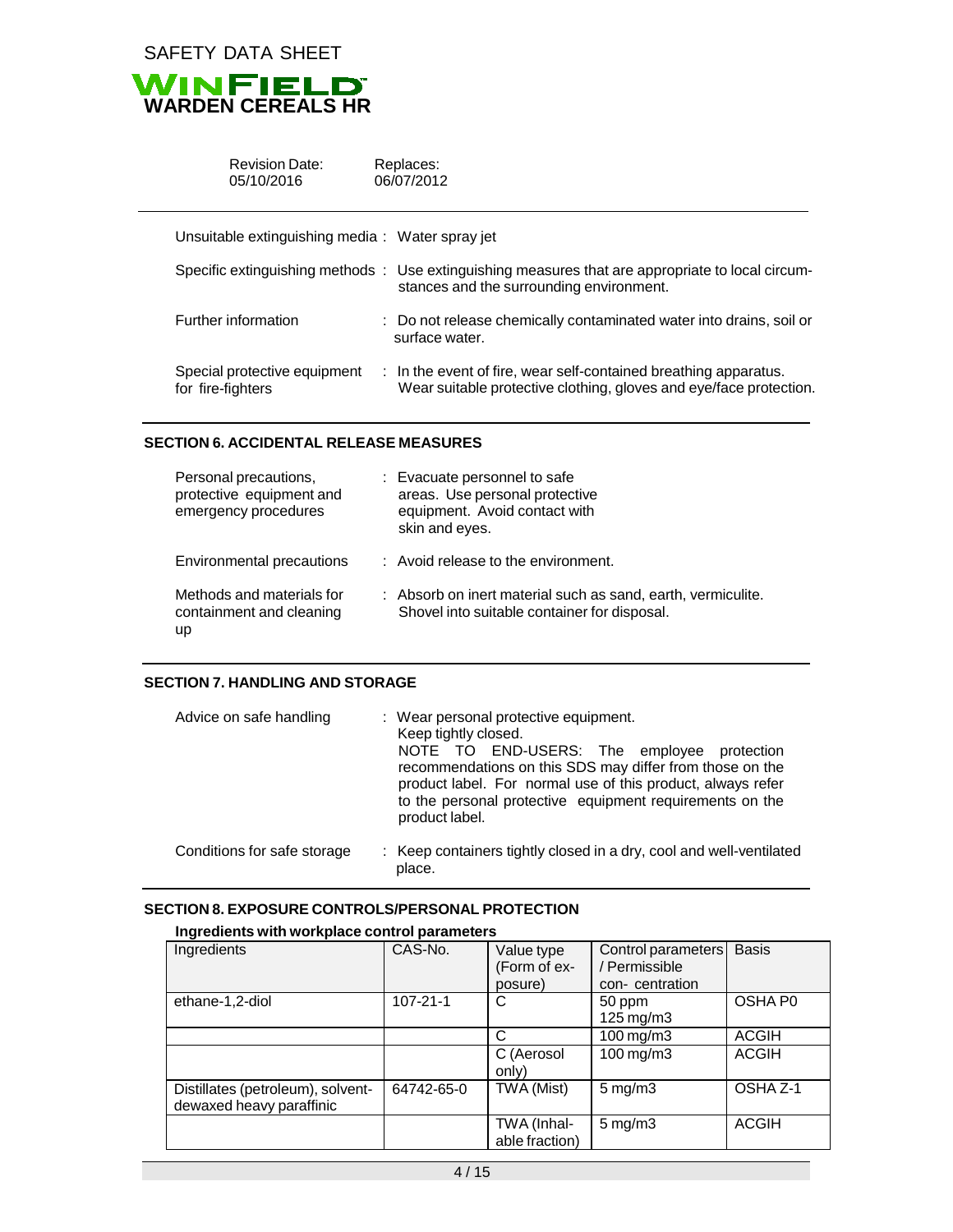| | |
|---|---|
| Unsuitable extinguishing media | : Water spray jet |
| Specific extinguishing methods | : Use extinguishing measures that are appropriate to local circumstances and the surrounding environment. |
| Further information | : Do not release chemically contaminated water into drains, soil or surface water. |
| Special protective equipment for fire-fighters | : In the event of fire, wear self-contained breathing apparatus. Wear suitable protective clothing, gloves and eye/face protection. |

## SECTION 6. ACCIDENTAL RELEASE MEASURES

| | |
|---|---|
| Personal precautions, protective equipment and emergency procedures | : Evacuate personnel to safe areas. Use personal protective equipment. Avoid contact with skin and eyes. |
| Environmental precautions | : Avoid release to the environment. |
| Methods and materials for containment and cleaning up | : Absorb on inert material such as sand, earth, vermiculite. Shovel into suitable container for disposal. |

## SECTION 7. HANDLING AND STORAGE

| | |
|---|---|
| Advice on safe handling | : Wear personal protective equipment. Keep tightly closed. NOTE TO END-USERS: The employee protection recommendations on this SDS may differ from those on the product label. For normal use of this product, always refer to the personal protective equipment requirements on the product label. |
| Conditions for safe storage | : Keep containers tightly closed in a dry, cool and well-ventilated place. |

## SECTION 8. EXPOSURE CONTROLS/PERSONAL PROTECTION

**Ingredients with workplace control parameters**

| Ingredients | CAS-No. | Value type (Form of exposure) | Control parameters / Permissible concentration | Basis |
|---|---|---|---|---|
| ethane-1,2-diol | 107-21-1 | C | 50 ppm 125 mg/m3 | OSHA P0 |
| | | C | 100 mg/m3 | ACGIH |
| | | C (Aerosol only) | 100 mg/m3 | ACGIH |
| Distillates (petroleum), solvent-dewaxed heavy paraffinic | 64742-65-0 | TWA (Mist) | 5 mg/m3 | OSHA Z-1 |
| | | TWA (Inhalable fraction) | 5 mg/m3 | ACGIH |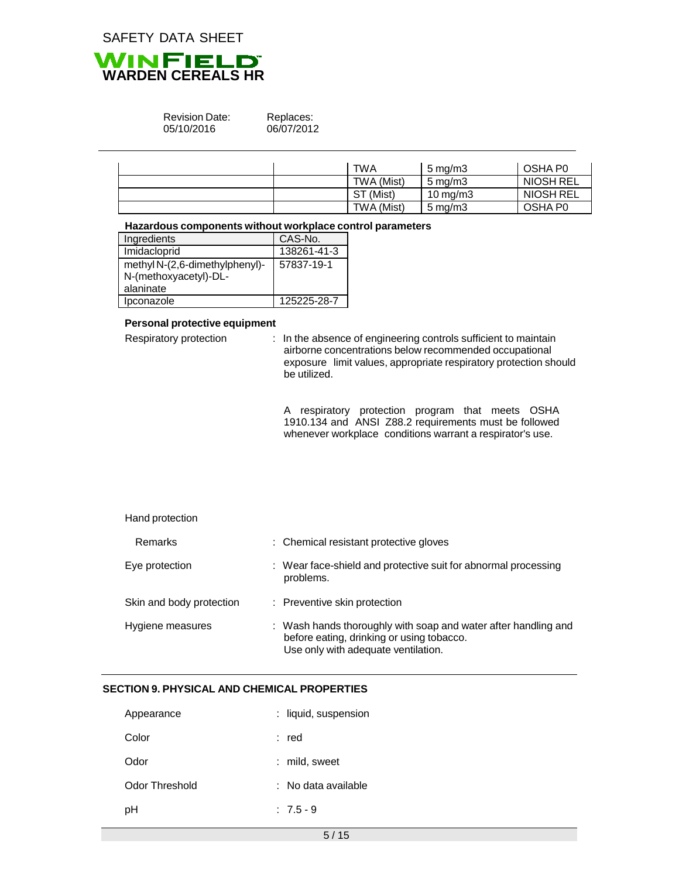| | | | | |
|---|---|---|---|---|
| | | TWA | 5 mg/m3 | OSHA P0 |
| | | TWA (Mist) | 5 mg/m3 | NIOSH REL |
| | | ST (Mist) | 10 mg/m3 | NIOSH REL |
| | | TWA (Mist) | 5 mg/m3 | OSHA P0 |

**Hazardous components without workplace control parameters**

| Ingredients | CAS-No. |
|---|---|
| Imidacloprid | 138261-41-3 |
| methyl N-(2,6-dimethylphenyl)-N-(methoxyacetyl)-DL-alaninate | 57837-19-1 |
| Ipconazole | 125225-28-7 |

**Personal protective equipment**

Respiratory protection : In the absence of engineering controls sufficient to maintain airborne concentrations below recommended occupational exposure limit values, appropriate respiratory protection should be utilized.

A respiratory protection program that meets OSHA 1910.134 and ANSI Z88.2 requirements must be followed whenever workplace conditions warrant a respirator's use.

Hand protection

Remarks : Chemical resistant protective gloves

Eye protection : Wear face-shield and protective suit for abnormal processing problems.

Skin and body protection : Preventive skin protection

Hygiene measures : Wash hands thoroughly with soap and water after handling and before eating, drinking or using tobacco.
Use only with adequate ventilation.

## SECTION 9. PHYSICAL AND CHEMICAL PROPERTIES

Appearance : liquid, suspension

Color : red

Odor : mild, sweet

Odor Threshold : No data available

pH : 7.5 - 9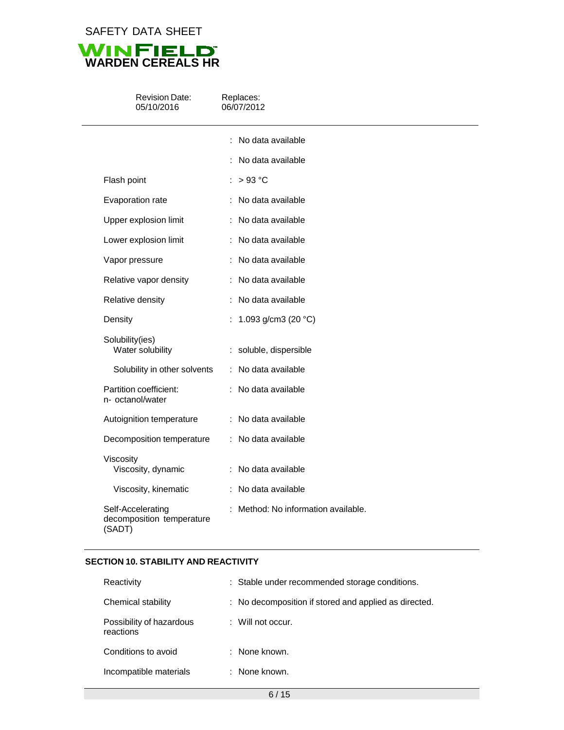| | |
|---|---|
| | : No data available |
| | : No data available |
| Flash point | : > 93 °C |
| Evaporation rate | : No data available |
| Upper explosion limit | : No data available |
| Lower explosion limit | : No data available |
| Vapor pressure | : No data available |
| Relative vapor density | : No data available |
| Relative density | : No data available |
| Density | : 1.093 g/cm3 (20 °C) |
| Solubility(ies) Water solubility | : soluble, dispersible |
| Solubility in other solvents | : No data available |
| Partition coefficient: n- octanol/water | : No data available |
| Autoignition temperature | : No data available |
| Decomposition temperature | : No data available |
| Viscosity Viscosity, dynamic | : No data available |
| Viscosity, kinematic | : No data available |
| Self-Accelerating decomposition temperature (SADT) | : Method: No information available. |

## SECTION 10. STABILITY AND REACTIVITY

| | |
|---|---|
| Reactivity | : Stable under recommended storage conditions. |
| Chemical stability | : No decomposition if stored and applied as directed. |
| Possibility of hazardous reactions | : Will not occur. |
| Conditions to avoid | : None known. |
| Incompatible materials | : None known. |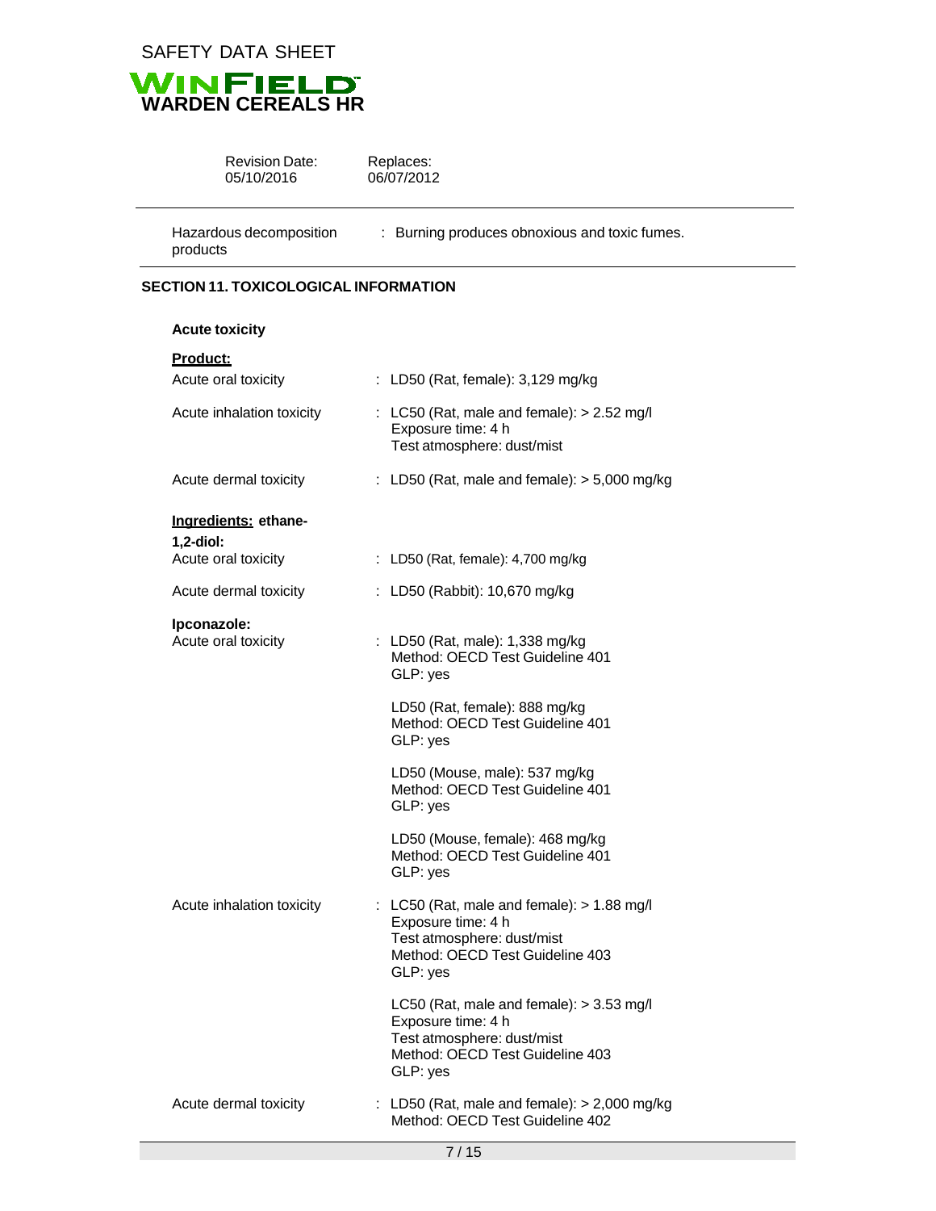| | |
|---|---|
| Hazardous decomposition products | : Burning produces obnoxious and toxic fumes. |

## SECTION 11. TOXICOLOGICAL INFORMATION

**Acute toxicity**

**Product:**

| | |
|---|---|
| Acute oral toxicity | : LD50 (Rat, female): 3,129 mg/kg |
| Acute inhalation toxicity | : LC50 (Rat, male and female): > 2.52 mg/l<br>Exposure time: 4 h<br>Test atmosphere: dust/mist |
| Acute dermal toxicity | : LD50 (Rat, male and female): > 5,000 mg/kg |

**Ingredients: ethane-1,2-diol:**

| | |
|---|---|
| Acute oral toxicity | : LD50 (Rat, female): 4,700 mg/kg |
| Acute dermal toxicity | : LD50 (Rabbit): 10,670 mg/kg |

**Ipconazole:**

| | |
|---|---|
| Acute oral toxicity | : LD50 (Rat, male): 1,338 mg/kg<br>Method: OECD Test Guideline 401<br>GLP: yes<br><br>LD50 (Rat, female): 888 mg/kg<br>Method: OECD Test Guideline 401<br>GLP: yes<br><br>LD50 (Mouse, male): 537 mg/kg<br>Method: OECD Test Guideline 401<br>GLP: yes<br><br>LD50 (Mouse, female): 468 mg/kg<br>Method: OECD Test Guideline 401<br>GLP: yes |
| Acute inhalation toxicity | : LC50 (Rat, male and female): > 1.88 mg/l<br>Exposure time: 4 h<br>Test atmosphere: dust/mist<br>Method: OECD Test Guideline 403<br>GLP: yes<br><br>LC50 (Rat, male and female): > 3.53 mg/l<br>Exposure time: 4 h<br>Test atmosphere: dust/mist<br>Method: OECD Test Guideline 403<br>GLP: yes |
| Acute dermal toxicity | : LD50 (Rat, male and female): > 2,000 mg/kg<br>Method: OECD Test Guideline 402 |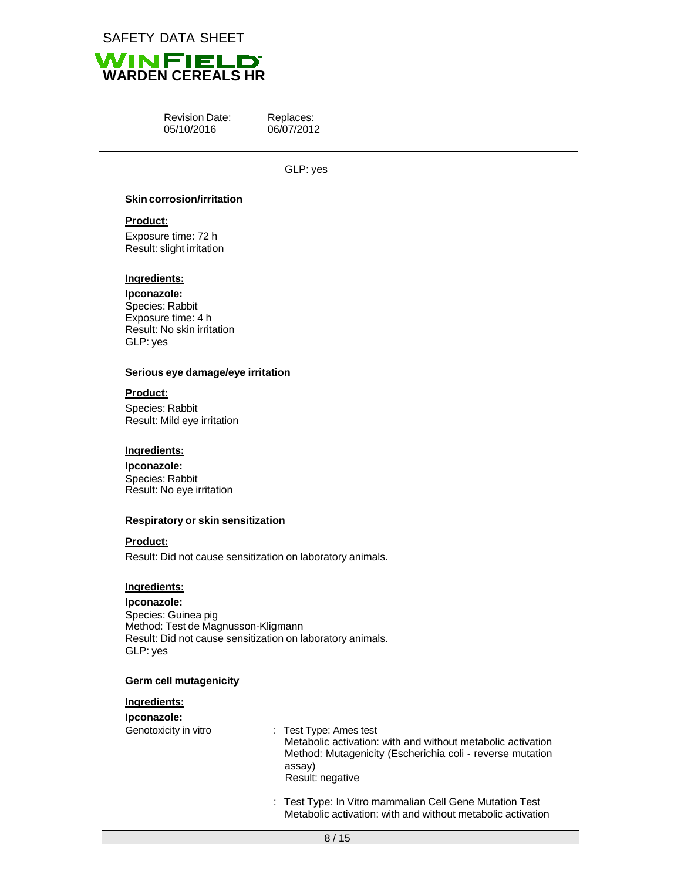GLP: yes

#### Skin corrosion/irritation

**Product:**

Exposure time: 72 h
Result: slight irritation

**Ingredients:**

**Ipconazole:**
Species: Rabbit
Exposure time: 4 h
Result: No skin irritation
GLP: yes

#### Serious eye damage/eye irritation

**Product:**

Species: Rabbit
Result: Mild eye irritation

**Ingredients:**

**Ipconazole:**
Species: Rabbit
Result: No eye irritation

#### Respiratory or skin sensitization

**Product:**

Result: Did not cause sensitization on laboratory animals.

**Ingredients:**

**Ipconazole:**
Species: Guinea pig
Method: Test de Magnusson-Kligmann
Result: Did not cause sensitization on laboratory animals.
GLP: yes

#### Germ cell mutagenicity

**Ingredients:**

**Ipconazole:**

Genotoxicity in vitro : Test Type: Ames test
Metabolic activation: with and without metabolic activation
Method: Mutagenicity (Escherichia coli - reverse mutation assay)
Result: negative

: Test Type: In Vitro mammalian Cell Gene Mutation Test
Metabolic activation: with and without metabolic activation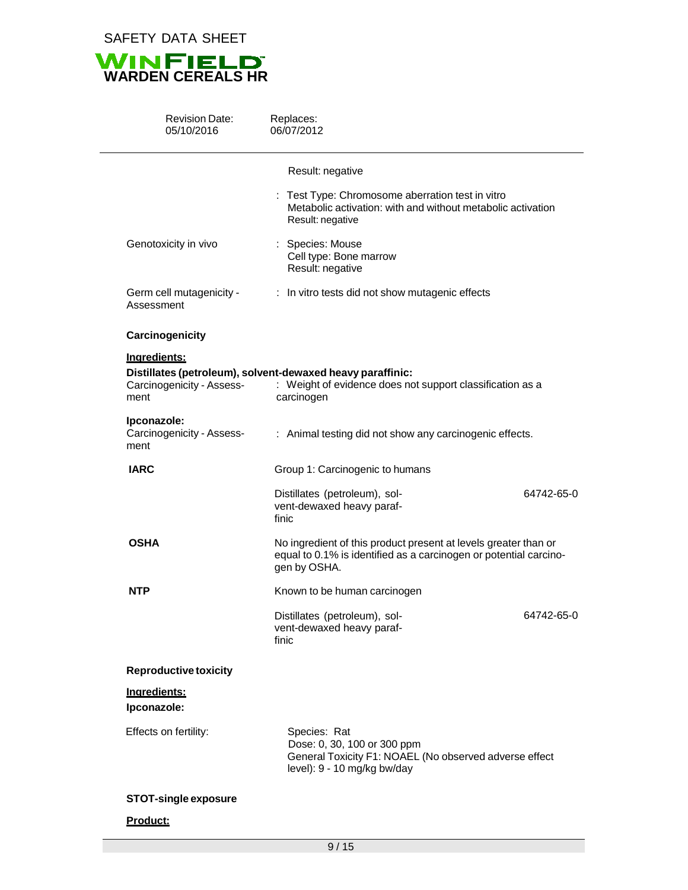Result: negative

: Test Type: Chromosome aberration test in vitro
Metabolic activation: with and without metabolic activation
Result: negative

Genotoxicity in vivo : Species: Mouse
Cell type: Bone marrow
Result: negative

Germ cell mutagenicity - Assessment : In vitro tests did not show mutagenic effects

**Carcinogenicity**

**Ingredients:**

**Distillates (petroleum), solvent-dewaxed heavy paraffinic:**

Carcinogenicity - Assessment : Weight of evidence does not support classification as a carcinogen

**Ipconazole:**

Carcinogenicity - Assessment : Animal testing did not show any carcinogenic effects.

**IARC** Group 1: Carcinogenic to humans

| | |
|---|---|
| Distillates (petroleum), solvent-dewaxed heavy paraffinic | 64742-65-0 |

**OSHA** No ingredient of this product present at levels greater than or equal to 0.1% is identified as a carcinogen or potential carcinogen by OSHA.

**NTP** Known to be human carcinogen

| | |
|---|---|
| Distillates (petroleum), solvent-dewaxed heavy paraffinic | 64742-65-0 |

**Reproductive toxicity**

**Ingredients:**

**Ipconazole:**

Effects on fertility: Species: Rat
Dose: 0, 30, 100 or 300 ppm
General Toxicity F1: NOAEL (No observed adverse effect level): 9 - 10 mg/kg bw/day

**STOT-single exposure**

**Product:**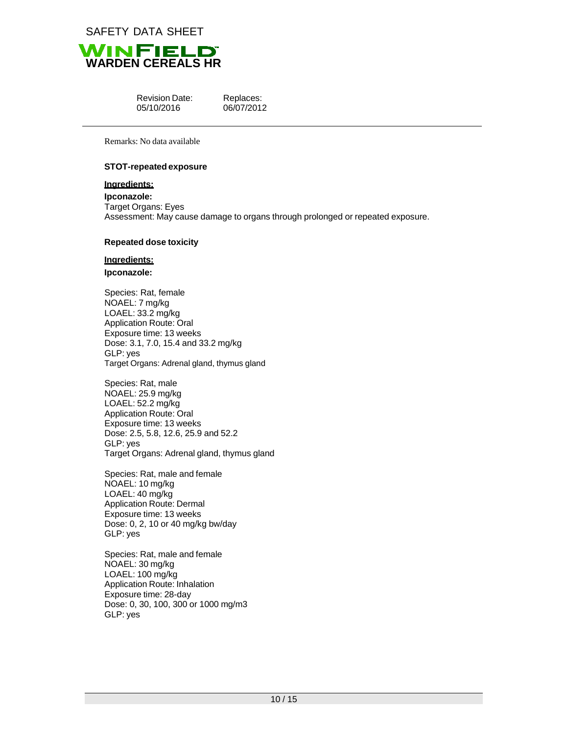Remarks: No data available

**STOT-repeated exposure**

**Ingredients:**

**Ipconazole:**
Target Organs: Eyes
Assessment: May cause damage to organs through prolonged or repeated exposure.

**Repeated dose toxicity**

**Ingredients:**

**Ipconazole:**

Species: Rat, female
NOAEL: 7 mg/kg
LOAEL: 33.2 mg/kg
Application Route: Oral
Exposure time: 13 weeks
Dose: 3.1, 7.0, 15.4 and 33.2 mg/kg
GLP: yes
Target Organs: Adrenal gland, thymus gland

Species: Rat, male
NOAEL: 25.9 mg/kg
LOAEL: 52.2 mg/kg
Application Route: Oral
Exposure time: 13 weeks
Dose: 2.5, 5.8, 12.6, 25.9 and 52.2
GLP: yes
Target Organs: Adrenal gland, thymus gland

Species: Rat, male and female
NOAEL: 10 mg/kg
LOAEL: 40 mg/kg
Application Route: Dermal
Exposure time: 13 weeks
Dose: 0, 2, 10 or 40 mg/kg bw/day
GLP: yes

Species: Rat, male and female
NOAEL: 30 mg/kg
LOAEL: 100 mg/kg
Application Route: Inhalation
Exposure time: 28-day
Dose: 0, 30, 100, 300 or 1000 mg/m3
GLP: yes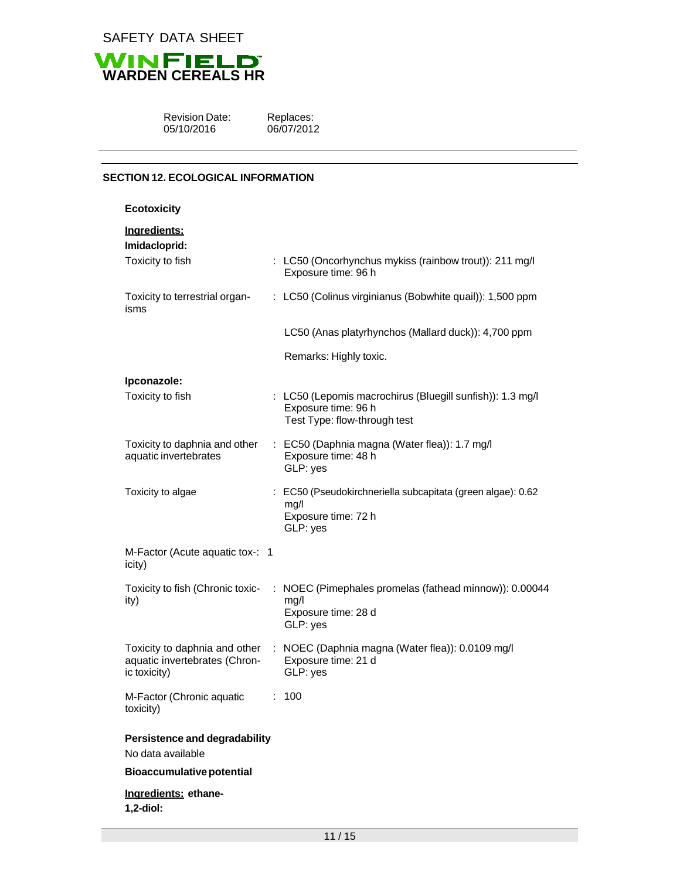## SECTION 12. ECOLOGICAL INFORMATION

**Ecotoxicity**

**Ingredients:**

**Imidacloprid:**

| | |
|---|---|
| Toxicity to fish | : LC50 (Oncorhynchus mykiss (rainbow trout)): 211 mg/l<br>Exposure time: 96 h |
| Toxicity to terrestrial organisms | : LC50 (Colinus virginianus (Bobwhite quail)): 1,500 ppm<br><br>LC50 (Anas platyrhynchos (Mallard duck)): 4,700 ppm<br><br>Remarks: Highly toxic. |

**Ipconazole:**

| | |
|---|---|
| Toxicity to fish | : LC50 (Lepomis macrochirus (Bluegill sunfish)): 1.3 mg/l<br>Exposure time: 96 h<br>Test Type: flow-through test |
| Toxicity to daphnia and other aquatic invertebrates | : EC50 (Daphnia magna (Water flea)): 1.7 mg/l<br>Exposure time: 48 h<br>GLP: yes |
| Toxicity to algae | : EC50 (Pseudokirchneriella subcapitata (green algae): 0.62 mg/l<br>Exposure time: 72 h<br>GLP: yes |
| M-Factor (Acute aquatic toxicity) | : 1 |
| Toxicity to fish (Chronic toxicity) | : NOEC (Pimephales promelas (fathead minnow)): 0.00044 mg/l<br>Exposure time: 28 d<br>GLP: yes |
| Toxicity to daphnia and other aquatic invertebrates (Chronic toxicity) | : NOEC (Daphnia magna (Water flea)): 0.0109 mg/l<br>Exposure time: 21 d<br>GLP: yes |
| M-Factor (Chronic aquatic toxicity) | : 100 |

**Persistence and degradability**

No data available

**Bioaccumulative potential**

**Ingredients: ethane-1,2-diol:**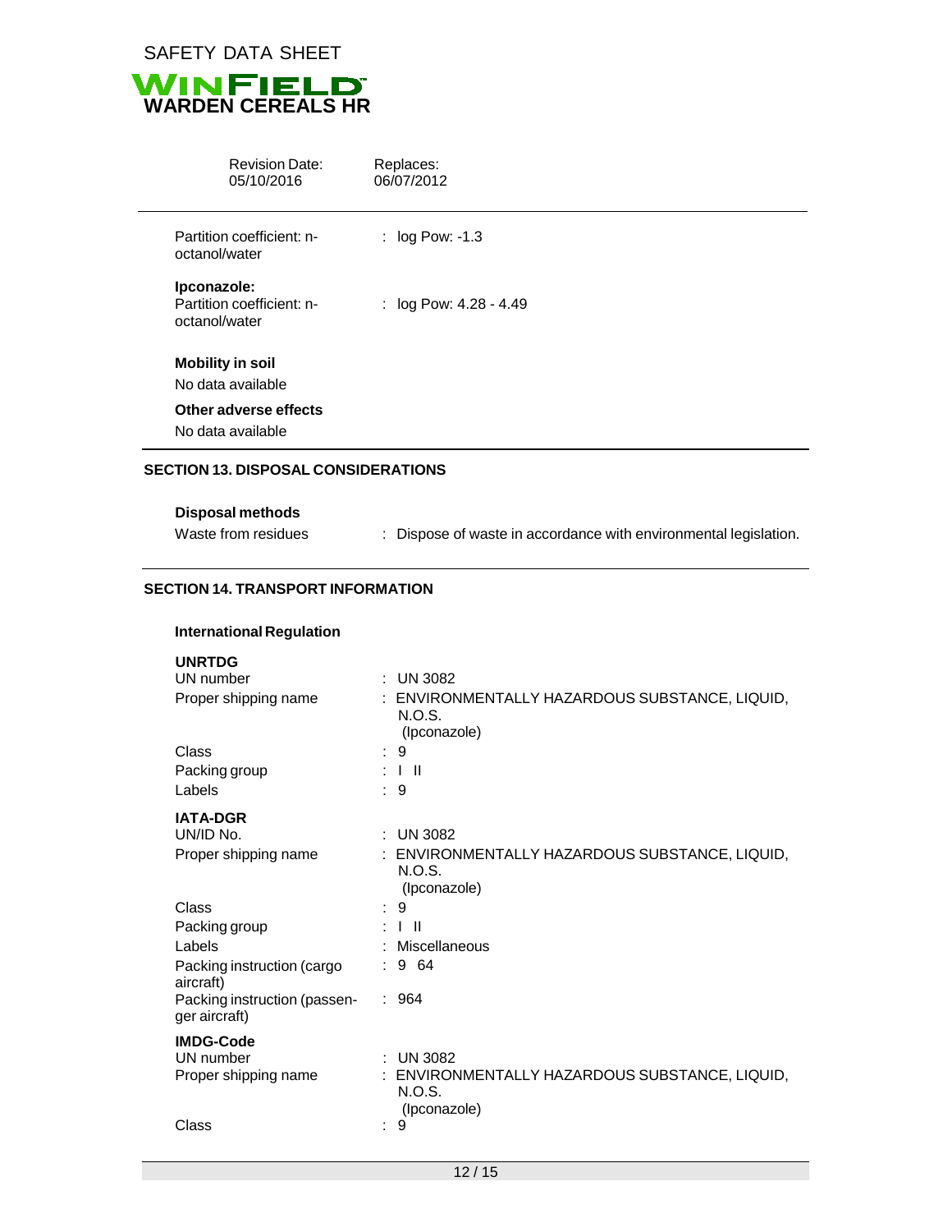Partition coefficient: n-octanol/water : log Pow: -1.3

**Ipconazole:**
Partition coefficient: n-octanol/water : log Pow: 4.28 - 4.49

**Mobility in soil**

No data available

**Other adverse effects**

No data available

## SECTION 13. DISPOSAL CONSIDERATIONS

**Disposal methods**

Waste from residues : Dispose of waste in accordance with environmental legislation.

## SECTION 14. TRANSPORT INFORMATION

**International Regulation**

**UNRTDG**

| | |
|---|---|
| UN number | : UN 3082 |
| Proper shipping name | : ENVIRONMENTALLY HAZARDOUS SUBSTANCE, LIQUID, N.O.S. (Ipconazole) |
| Class | : 9 |
| Packing group | : I II |
| Labels | : 9 |

**IATA-DGR**

| | |
|---|---|
| UN/ID No. | : UN 3082 |
| Proper shipping name | : ENVIRONMENTALLY HAZARDOUS SUBSTANCE, LIQUID, N.O.S. (Ipconazole) |
| Class | : 9 |
| Packing group | : I II |
| Labels | : Miscellaneous |
| Packing instruction (cargo aircraft) | : 9 64 |
| Packing instruction (passenger aircraft) | : 964 |

**IMDG-Code**

| | |
|---|---|
| UN number | : UN 3082 |
| Proper shipping name | : ENVIRONMENTALLY HAZARDOUS SUBSTANCE, LIQUID, N.O.S. (Ipconazole) |
| Class | : 9 |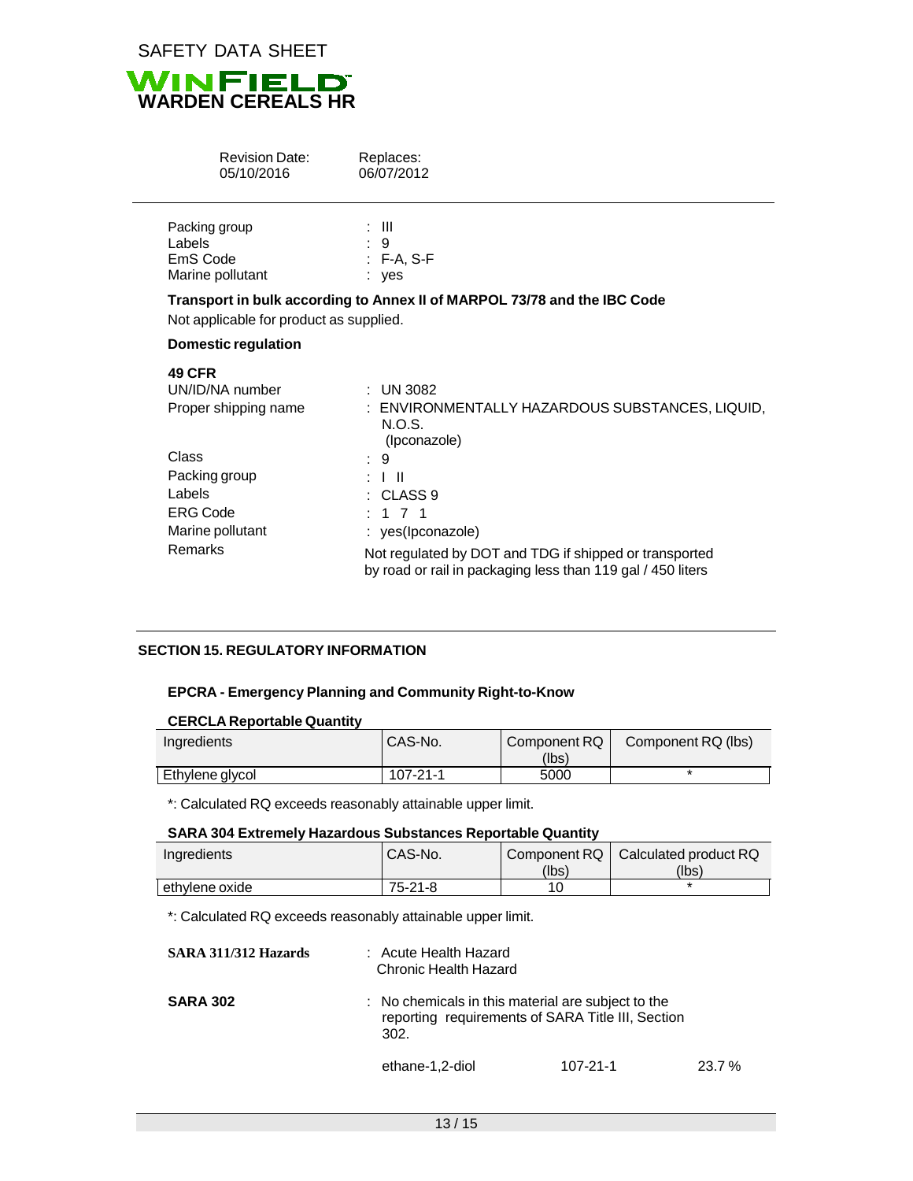Packing group : III
Labels : 9
EmS Code : F-A, S-F
Marine pollutant : yes

**Transport in bulk according to Annex II of MARPOL 73/78 and the IBC Code**

Not applicable for product as supplied.

**Domestic regulation**

**49 CFR**

UN/ID/NA number : UN 3082
Proper shipping name : ENVIRONMENTALLY HAZARDOUS SUBSTANCES, LIQUID, N.O.S. (Ipconazole)
Class : 9
Packing group : I II
Labels : CLASS 9
ERG Code : 1 7 1
Marine pollutant : yes(Ipconazole)
Remarks : Not regulated by DOT and TDG if shipped or transported by road or rail in packaging less than 119 gal / 450 liters

## SECTION 15. REGULATORY INFORMATION

### EPCRA - Emergency Planning and Community Right-to-Know

**CERCLA Reportable Quantity**

| Ingredients | CAS-No. | Component RQ (lbs) | Component RQ (lbs) |
|---|---|---|---|
| Ethylene glycol | 107-21-1 | 5000 | * |

*: Calculated RQ exceeds reasonably attainable upper limit.

**SARA 304 Extremely Hazardous Substances Reportable Quantity**

| Ingredients | CAS-No. | Component RQ (lbs) | Calculated product RQ (lbs) |
|---|---|---|---|
| ethylene oxide | 75-21-8 | 10 | * |

*: Calculated RQ exceeds reasonably attainable upper limit.

**SARA 311/312 Hazards** : Acute Health Hazard
Chronic Health Hazard

**SARA 302** : No chemicals in this material are subject to the reporting requirements of SARA Title III, Section 302.

| | | |
|---|---|---|
| ethane-1,2-diol | 107-21-1 | 23.7 % |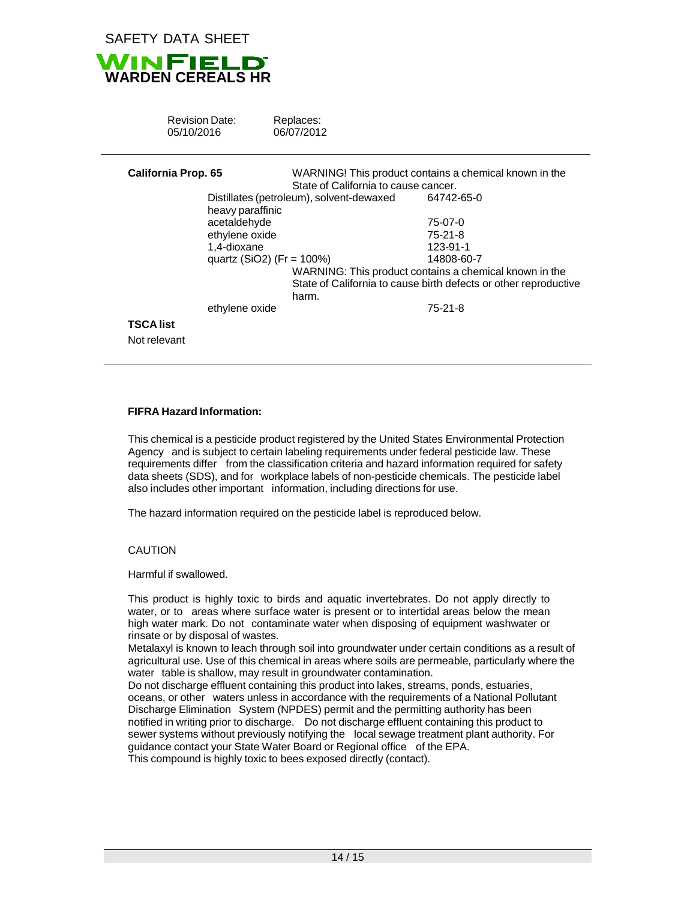**California Prop. 65**

WARNING! This product contains a chemical known in the State of California to cause cancer.

| Chemical | CAS |
|---|---|
| Distillates (petroleum), solvent-dewaxed heavy paraffinic | 64742-65-0 |
| acetaldehyde | 75-07-0 |
| ethylene oxide | 75-21-8 |
| 1,4-dioxane | 123-91-1 |
| quartz ($SiO_2$) (Fr = 100%) | 14808-60-7 |

WARNING: This product contains a chemical known in the State of California to cause birth defects or other reproductive harm.

| Chemical | CAS |
|---|---|
| ethylene oxide | 75-21-8 |

**TSCA list**

Not relevant

**FIFRA Hazard Information:**

This chemical is a pesticide product registered by the United States Environmental Protection Agency and is subject to certain labeling requirements under federal pesticide law. These requirements differ from the classification criteria and hazard information required for safety data sheets (SDS), and for workplace labels of non-pesticide chemicals. The pesticide label also includes other important information, including directions for use.

The hazard information required on the pesticide label is reproduced below.

CAUTION

Harmful if swallowed.

This product is highly toxic to birds and aquatic invertebrates. Do not apply directly to water, or to areas where surface water is present or to intertidal areas below the mean high water mark. Do not contaminate water when disposing of equipment washwater or rinsate or by disposal of wastes.
Metalaxyl is known to leach through soil into groundwater under certain conditions as a result of agricultural use. Use of this chemical in areas where soils are permeable, particularly where the water table is shallow, may result in groundwater contamination.
Do not discharge effluent containing this product into lakes, streams, ponds, estuaries, oceans, or other waters unless in accordance with the requirements of a National Pollutant Discharge Elimination System (NPDES) permit and the permitting authority has been notified in writing prior to discharge. Do not discharge effluent containing this product to sewer systems without previously notifying the local sewage treatment plant authority. For guidance contact your State Water Board or Regional office of the EPA.
This compound is highly toxic to bees exposed directly (contact).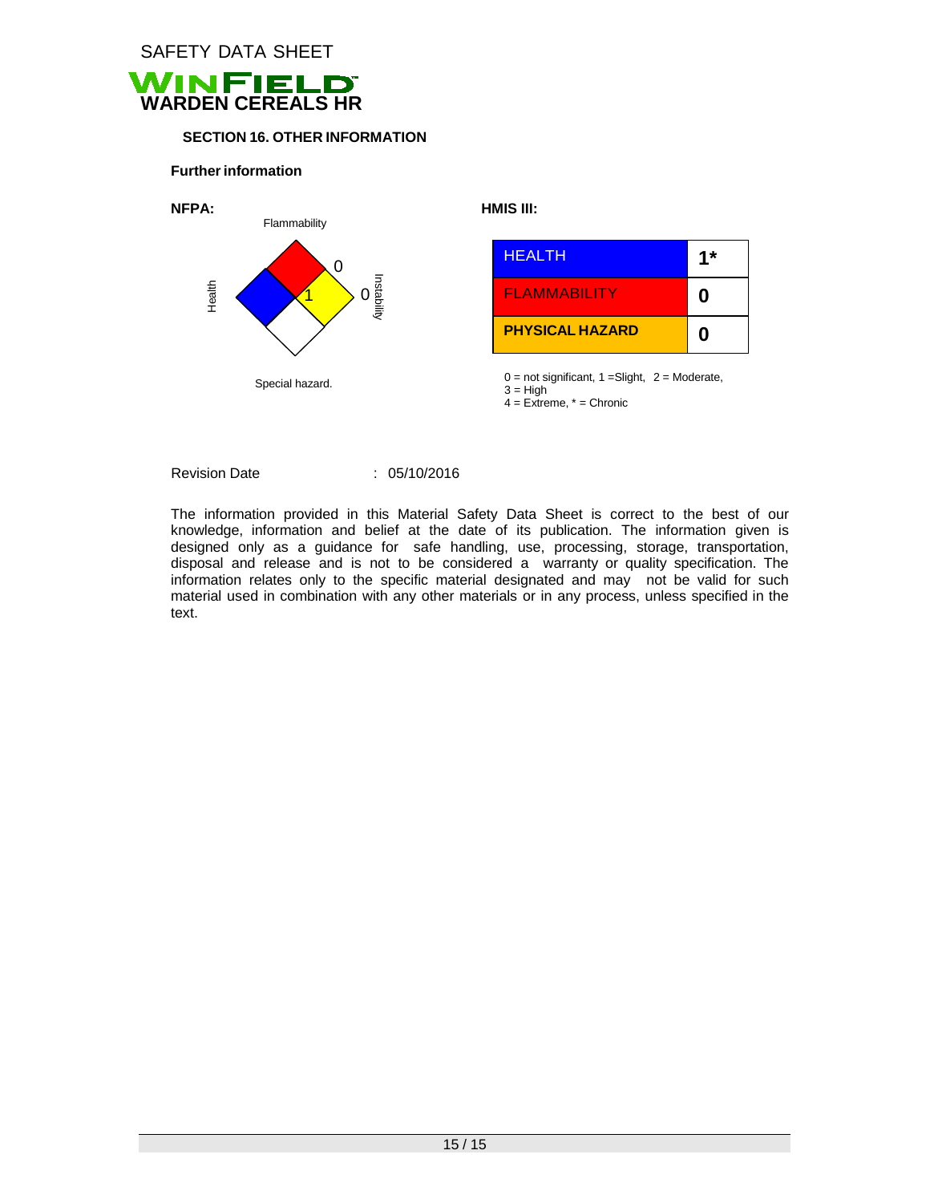SAFETY DATA SHEET

**WARDEN CEREALS HR**

## SECTION 16. OTHER INFORMATION

### Further information

**NFPA:**

Flammability

Health

Instability

0

1

0

Special hazard.

**HMIS III:**

| | |
|---|---|
| HEALTH | 1* |
| FLAMMABILITY | 0 |
| PHYSICAL HAZARD | 0 |

0 = not significant, 1 =Slight, 2 = Moderate, 3 = High
4 = Extreme, * = Chronic

Revision Date : 05/10/2016

The information provided in this Material Safety Data Sheet is correct to the best of our knowledge, information and belief at the date of its publication. The information given is designed only as a guidance for safe handling, use, processing, storage, transportation, disposal and release and is not to be considered a warranty or quality specification. The information relates only to the specific material designated and may not be valid for such material used in combination with any other materials or in any process, unless specified in the text.